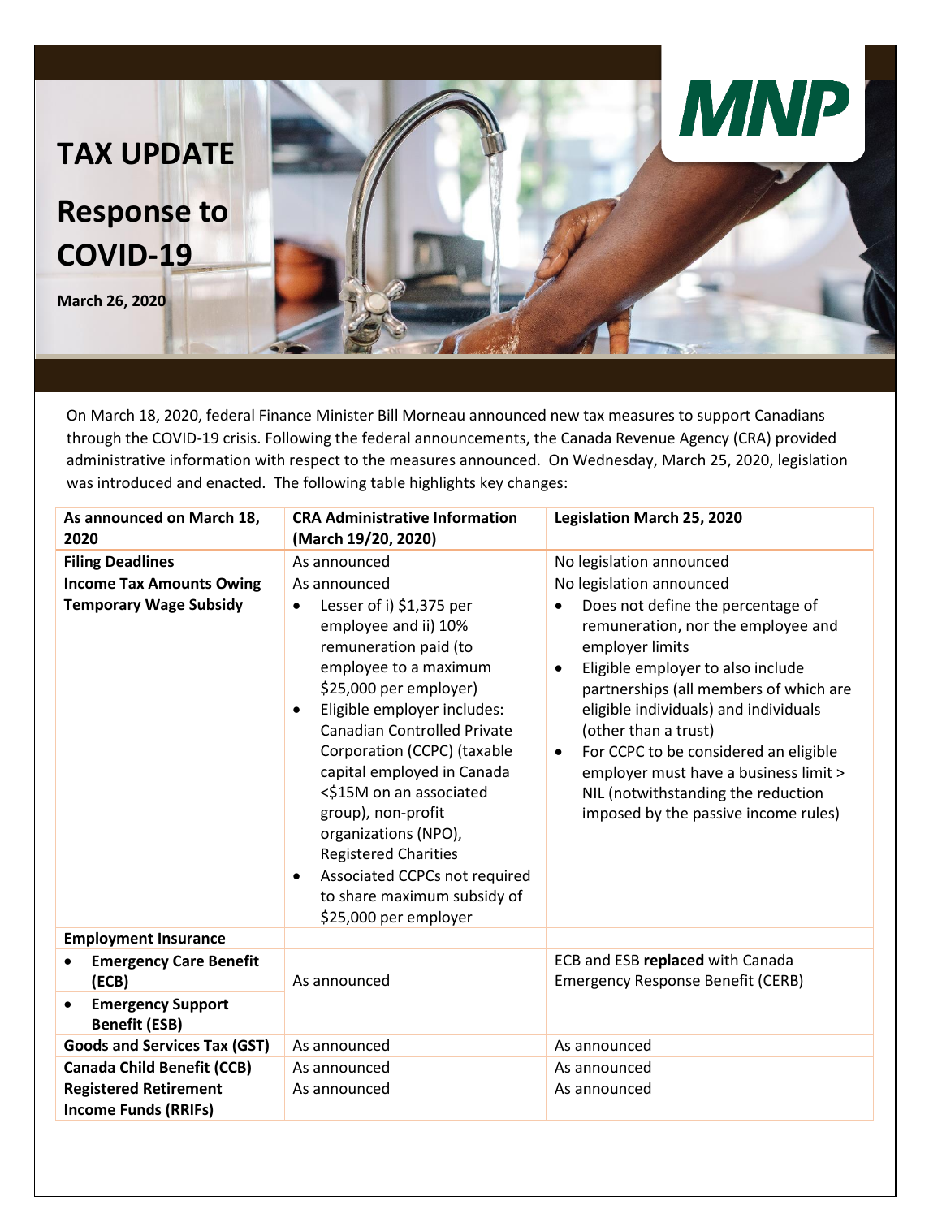# TAX UPDATE

## Response to COVID-19

**March 26, 2020**

On March 18, 2020, federal Finance Minister Bill Morneau announced new tax measures to support Canadians through the COVID-19 crisis. Following the federal announcements, the Canada Revenue Agency (CRA) provided administrative information with respect to the measures announced. On Wednesday, March 25, 2020, legislation was introduced and enacted. The following table highlights key changes:

| As announced on March 18, 2020 | CRA Administrative Information (March 19/20, 2020) | Legislation March 25, 2020 |
|---|---|---|
| **Filing Deadlines** | As announced | No legislation announced |
| **Income Tax Amounts Owing** | As announced | No legislation announced |
| **Temporary Wage Subsidy** | • Lesser of i) $1,375 per employee and ii) 10% remuneration paid (to employee to a maximum $25,000 per employer)<br>• Eligible employer includes: Canadian Controlled Private Corporation (CCPC) (taxable capital employed in Canada <$15M on an associated group), non-profit organizations (NPO), Registered Charities<br>• Associated CCPCs not required to share maximum subsidy of $25,000 per employer | • Does not define the percentage of remuneration, nor the employee and employer limits<br>• Eligible employer to also include partnerships (all members of which are eligible individuals) and individuals (other than a trust)<br>• For CCPC to be considered an eligible employer must have a business limit > NIL (notwithstanding the reduction imposed by the passive income rules) |
| **Employment Insurance** | | |
| • **Emergency Care Benefit (ECB)**<br>• **Emergency Support Benefit (ESB)** | As announced | ECB and ESB **replaced** with Canada Emergency Response Benefit (CERB) |
| **Goods and Services Tax (GST)** | As announced | As announced |
| **Canada Child Benefit (CCB)** | As announced | As announced |
| **Registered Retirement Income Funds (RRIFs)** | As announced | As announced |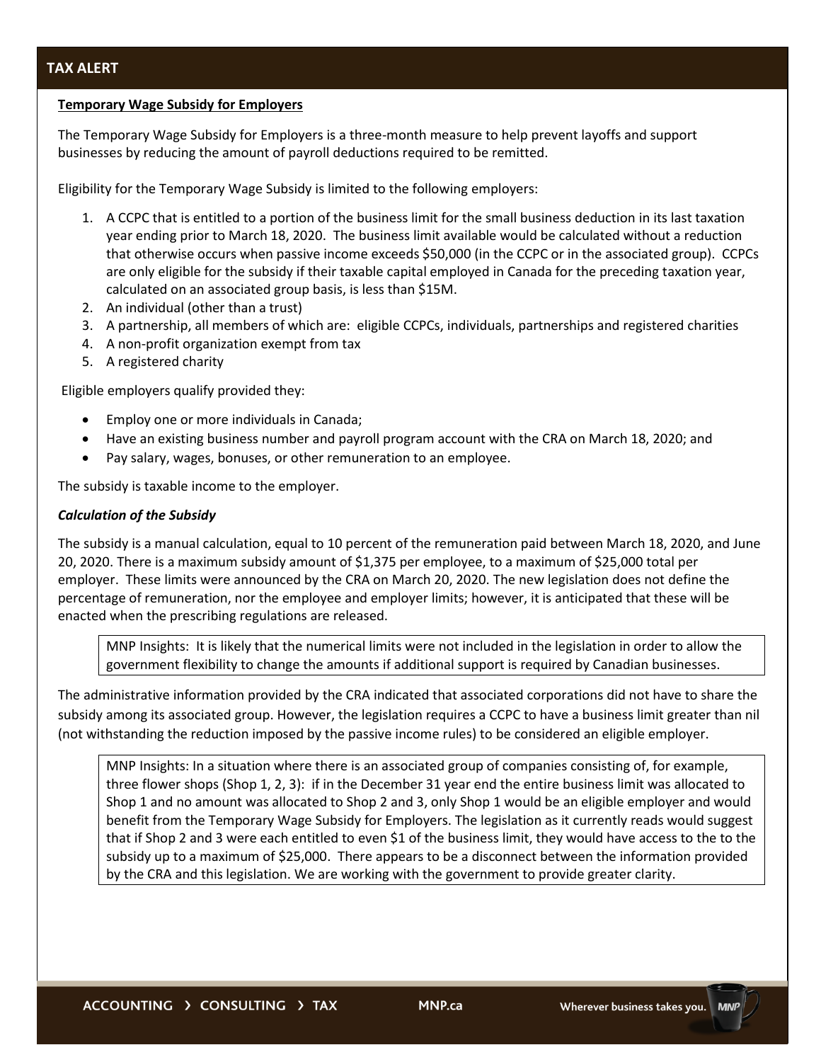**TAX ALERT**

**Temporary Wage Subsidy for Employers**

The Temporary Wage Subsidy for Employers is a three-month measure to help prevent layoffs and support businesses by reducing the amount of payroll deductions required to be remitted.

Eligibility for the Temporary Wage Subsidy is limited to the following employers:

1. A CCPC that is entitled to a portion of the business limit for the small business deduction in its last taxation year ending prior to March 18, 2020. The business limit available would be calculated without a reduction that otherwise occurs when passive income exceeds $50,000 (in the CCPC or in the associated group). CCPCs are only eligible for the subsidy if their taxable capital employed in Canada for the preceding taxation year, calculated on an associated group basis, is less than $15M.
2. An individual (other than a trust)
3. A partnership, all members of which are: eligible CCPCs, individuals, partnerships and registered charities
4. A non-profit organization exempt from tax
5. A registered charity

Eligible employers qualify provided they:

- Employ one or more individuals in Canada;
- Have an existing business number and payroll program account with the CRA on March 18, 2020; and
- Pay salary, wages, bonuses, or other remuneration to an employee.

The subsidy is taxable income to the employer.

***Calculation of the Subsidy***

The subsidy is a manual calculation, equal to 10 percent of the remuneration paid between March 18, 2020, and June 20, 2020. There is a maximum subsidy amount of $1,375 per employee, to a maximum of $25,000 total per employer. These limits were announced by the CRA on March 20, 2020. The new legislation does not define the percentage of remuneration, nor the employee and employer limits; however, it is anticipated that these will be enacted when the prescribing regulations are released.

> MNP Insights: It is likely that the numerical limits were not included in the legislation in order to allow the government flexibility to change the amounts if additional support is required by Canadian businesses.

The administrative information provided by the CRA indicated that associated corporations did not have to share the subsidy among its associated group. However, the legislation requires a CCPC to have a business limit greater than nil (not withstanding the reduction imposed by the passive income rules) to be considered an eligible employer.

> MNP Insights: In a situation where there is an associated group of companies consisting of, for example, three flower shops (Shop 1, 2, 3): if in the December 31 year end the entire business limit was allocated to Shop 1 and no amount was allocated to Shop 2 and 3, only Shop 1 would be an eligible employer and would benefit from the Temporary Wage Subsidy for Employers. The legislation as it currently reads would suggest that if Shop 2 and 3 were each entitled to even $1 of the business limit, they would have access to the to the subsidy up to a maximum of $25,000. There appears to be a disconnect between the information provided by the CRA and this legislation. We are working with the government to provide greater clarity.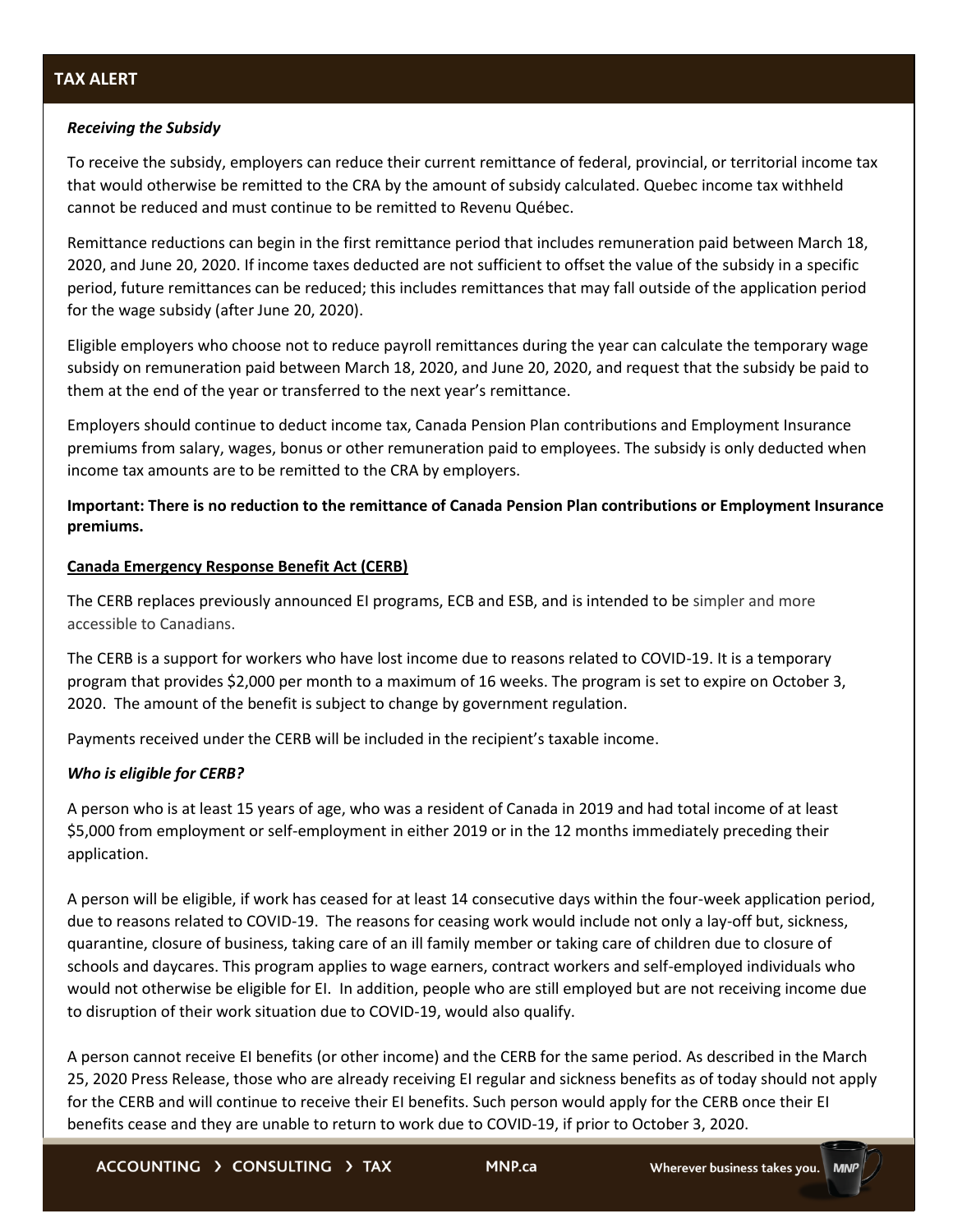### *Receiving the Subsidy*

To receive the subsidy, employers can reduce their current remittance of federal, provincial, or territorial income tax that would otherwise be remitted to the CRA by the amount of subsidy calculated. Quebec income tax withheld cannot be reduced and must continue to be remitted to Revenu Québec.

Remittance reductions can begin in the first remittance period that includes remuneration paid between March 18, 2020, and June 20, 2020. If income taxes deducted are not sufficient to offset the value of the subsidy in a specific period, future remittances can be reduced; this includes remittances that may fall outside of the application period for the wage subsidy (after June 20, 2020).

Eligible employers who choose not to reduce payroll remittances during the year can calculate the temporary wage subsidy on remuneration paid between March 18, 2020, and June 20, 2020, and request that the subsidy be paid to them at the end of the year or transferred to the next year's remittance.

Employers should continue to deduct income tax, Canada Pension Plan contributions and Employment Insurance premiums from salary, wages, bonus or other remuneration paid to employees. The subsidy is only deducted when income tax amounts are to be remitted to the CRA by employers.

**Important: There is no reduction to the remittance of Canada Pension Plan contributions or Employment Insurance premiums.**

## Canada Emergency Response Benefit Act (CERB)

The CERB replaces previously announced EI programs, ECB and ESB, and is intended to be simpler and more accessible to Canadians.

The CERB is a support for workers who have lost income due to reasons related to COVID-19. It is a temporary program that provides $2,000 per month to a maximum of 16 weeks. The program is set to expire on October 3, 2020. The amount of the benefit is subject to change by government regulation.

Payments received under the CERB will be included in the recipient's taxable income.

### *Who is eligible for CERB?*

A person who is at least 15 years of age, who was a resident of Canada in 2019 and had total income of at least $5,000 from employment or self-employment in either 2019 or in the 12 months immediately preceding their application.

A person will be eligible, if work has ceased for at least 14 consecutive days within the four-week application period, due to reasons related to COVID-19. The reasons for ceasing work would include not only a lay-off but, sickness, quarantine, closure of business, taking care of an ill family member or taking care of children due to closure of schools and daycares. This program applies to wage earners, contract workers and self-employed individuals who would not otherwise be eligible for EI. In addition, people who are still employed but are not receiving income due to disruption of their work situation due to COVID-19, would also qualify.

A person cannot receive EI benefits (or other income) and the CERB for the same period. As described in the March 25, 2020 Press Release, those who are already receiving EI regular and sickness benefits as of today should not apply for the CERB and will continue to receive their EI benefits. Such person would apply for the CERB once their EI benefits cease and they are unable to return to work due to COVID-19, if prior to October 3, 2020.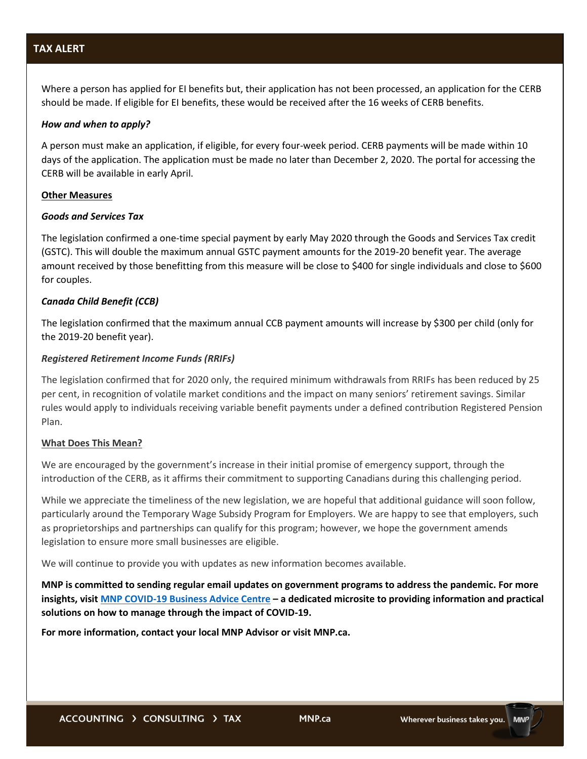Where a person has applied for EI benefits but, their application has not been processed, an application for the CERB should be made. If eligible for EI benefits, these would be received after the 16 weeks of CERB benefits.

***How and when to apply?***

A person must make an application, if eligible, for every four-week period. CERB payments will be made within 10 days of the application. The application must be made no later than December 2, 2020. The portal for accessing the CERB will be available in early April.

**Other Measures**

***Goods and Services Tax***

The legislation confirmed a one-time special payment by early May 2020 through the Goods and Services Tax credit (GSTC). This will double the maximum annual GSTC payment amounts for the 2019-20 benefit year. The average amount received by those benefitting from this measure will be close to $400 for single individuals and close to $600 for couples.

***Canada Child Benefit (CCB)***

The legislation confirmed that the maximum annual CCB payment amounts will increase by $300 per child (only for the 2019-20 benefit year).

***Registered Retirement Income Funds (RRIFs)***

The legislation confirmed that for 2020 only, the required minimum withdrawals from RRIFs has been reduced by 25 per cent, in recognition of volatile market conditions and the impact on many seniors' retirement savings. Similar rules would apply to individuals receiving variable benefit payments under a defined contribution Registered Pension Plan.

**What Does This Mean?**

We are encouraged by the government's increase in their initial promise of emergency support, through the introduction of the CERB, as it affirms their commitment to supporting Canadians during this challenging period.

While we appreciate the timeliness of the new legislation, we are hopeful that additional guidance will soon follow, particularly around the Temporary Wage Subsidy Program for Employers. We are happy to see that employers, such as proprietorships and partnerships can qualify for this program; however, we hope the government amends legislation to ensure more small businesses are eligible.

We will continue to provide you with updates as new information becomes available.

**MNP is committed to sending regular email updates on government programs to address the pandemic. For more insights, visit MNP COVID-19 Business Advice Centre – a dedicated microsite to providing information and practical solutions on how to manage through the impact of COVID-19.**

**For more information, contact your local MNP Advisor or visit MNP.ca.**